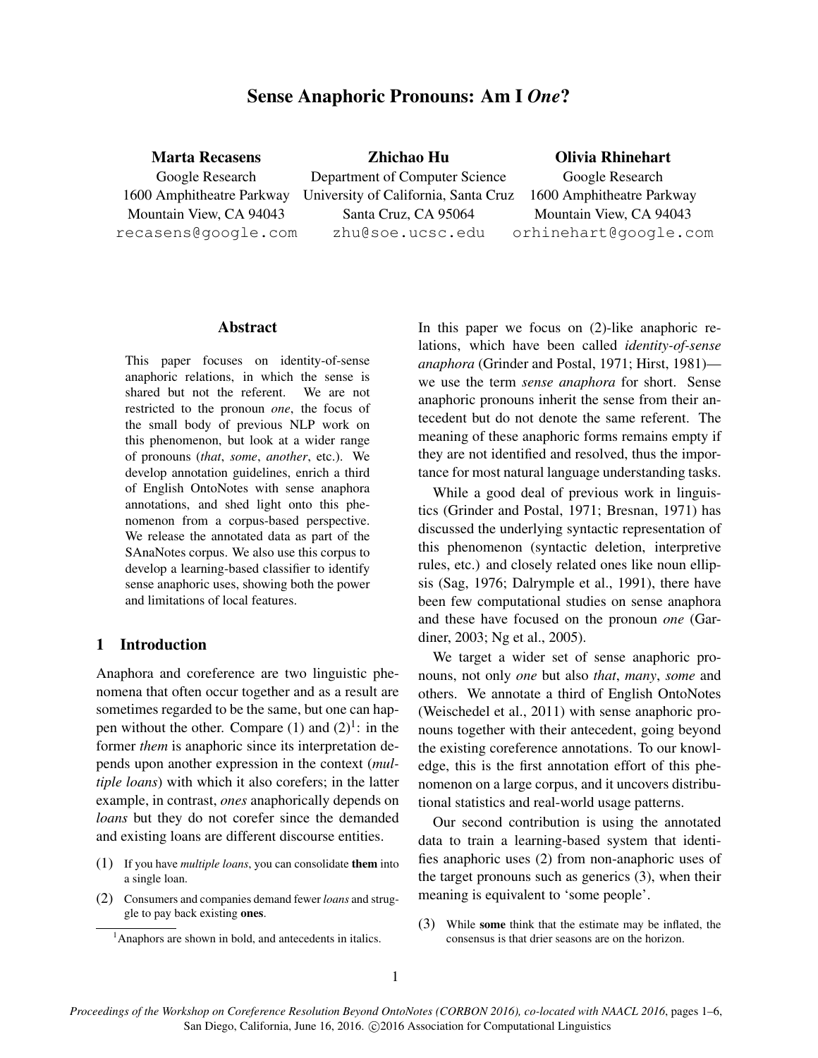# Sense Anaphoric Pronouns: Am I *One*?

**Marta Recasens**
Google Research
1600 Amphitheatre Parkway
Mountain View, CA 94043
recasens@google.com

**Zhichao Hu**
Department of Computer Science
University of California, Santa Cruz
Santa Cruz, CA 95064
zhu@soe.ucsc.edu

**Olivia Rhinehart**
Google Research
1600 Amphitheatre Parkway
Mountain View, CA 94043
orhinehart@google.com

## Abstract

This paper focuses on identity-of-sense anaphoric relations, in which the sense is shared but not the referent. We are not restricted to the pronoun *one*, the focus of the small body of previous NLP work on this phenomenon, but look at a wider range of pronouns (*that*, *some*, *another*, etc.). We develop annotation guidelines, enrich a third of English OntoNotes with sense anaphora annotations, and shed light onto this phenomenon from a corpus-based perspective. We release the annotated data as part of the SAnaNotes corpus. We also use this corpus to develop a learning-based classifier to identify sense anaphoric uses, showing both the power and limitations of local features.

## 1 Introduction

Anaphora and coreference are two linguistic phenomena that often occur together and as a result are sometimes regarded to be the same, but one can happen without the other. Compare (1) and (2)[1]: in the former *them* is anaphoric since its interpretation depends upon another expression in the context (*multiple loans*) with which it also corefers; in the latter example, in contrast, *ones* anaphorically depends on *loans* but they do not corefer since the demanded and existing loans are different discourse entities.

(1) If you have *multiple loans*, you can consolidate **them** into a single loan.

(2) Consumers and companies demand fewer *loans* and struggle to pay back existing **ones**.

[1] Anaphors are shown in bold, and antecedents in italics.

In this paper we focus on (2)-like anaphoric relations, which have been called *identity-of-sense anaphora* (Grinder and Postal, 1971; Hirst, 1981)—we use the term *sense anaphora* for short. Sense anaphoric pronouns inherit the sense from their antecedent but do not denote the same referent. The meaning of these anaphoric forms remains empty if they are not identified and resolved, thus the importance for most natural language understanding tasks.

While a good deal of previous work in linguistics (Grinder and Postal, 1971; Bresnan, 1971) has discussed the underlying syntactic representation of this phenomenon (syntactic deletion, interpretive rules, etc.) and closely related ones like noun ellipsis (Sag, 1976; Dalrymple et al., 1991), there have been few computational studies on sense anaphora and these have focused on the pronoun *one* (Gardiner, 2003; Ng et al., 2005).

We target a wider set of sense anaphoric pronouns, not only *one* but also *that*, *many*, *some* and others. We annotate a third of English OntoNotes (Weischedel et al., 2011) with sense anaphoric pronouns together with their antecedent, going beyond the existing coreference annotations. To our knowledge, this is the first annotation effort of this phenomenon on a large corpus, and it uncovers distributional statistics and real-world usage patterns.

Our second contribution is using the annotated data to train a learning-based system that identifies anaphoric uses (2) from non-anaphoric uses of the target pronouns such as generics (3), when their meaning is equivalent to 'some people'.

(3) While **some** think that the estimate may be inflated, the consensus is that drier seasons are on the horizon.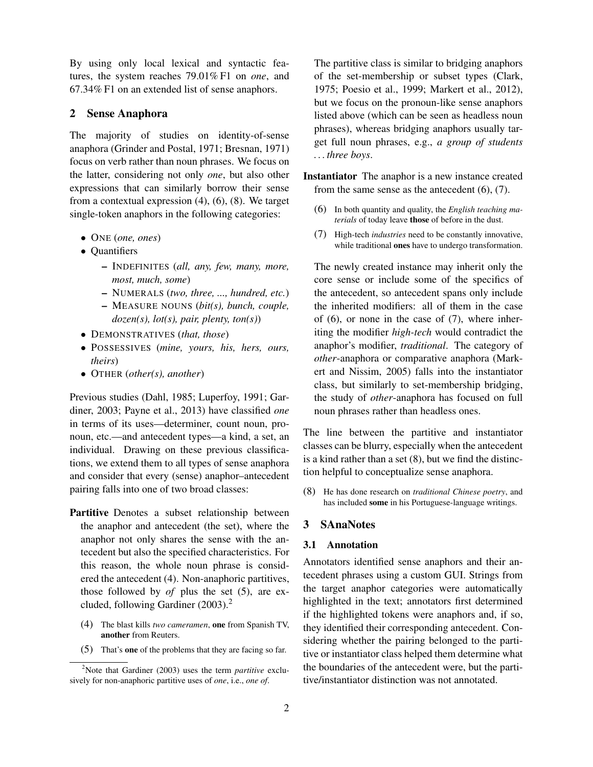By using only local lexical and syntactic features, the system reaches 79.01% F1 on *one*, and 67.34% F1 on an extended list of sense anaphors.

## 2 Sense Anaphora

The majority of studies on identity-of-sense anaphora (Grinder and Postal, 1971; Bresnan, 1971) focus on verb rather than noun phrases. We focus on the latter, considering not only *one*, but also other expressions that can similarly borrow their sense from a contextual expression (4), (6), (8). We target single-token anaphors in the following categories:

- ONE (*one, ones*)
- Quantifiers
  - INDEFINITES (*all, any, few, many, more, most, much, some*)
  - NUMERALS (*two, three, ..., hundred, etc.*)
  - MEASURE NOUNS (*bit(s), bunch, couple, dozen(s), lot(s), pair, plenty, ton(s)*)
- DEMONSTRATIVES (*that, those*)
- POSSESSIVES (*mine, yours, his, hers, ours, theirs*)
- OTHER (*other(s), another*)

Previous studies (Dahl, 1985; Luperfoy, 1991; Gardiner, 2003; Payne et al., 2013) have classified *one* in terms of its uses—determiner, count noun, pronoun, etc.—and antecedent types—a kind, a set, an individual. Drawing on these previous classifications, we extend them to all types of sense anaphora and consider that every (sense) anaphor–antecedent pairing falls into one of two broad classes:

**Partitive** Denotes a subset relationship between the anaphor and antecedent (the set), where the anaphor not only shares the sense with the antecedent but also the specified characteristics. For this reason, the whole noun phrase is considered the antecedent (4). Non-anaphoric partitives, those followed by *of* plus the set (5), are excluded, following Gardiner (2003).[2]

(4) The blast kills *two cameramen*, **one** from Spanish TV, **another** from Reuters.

(5) That's **one** of the problems that they are facing so far.

The partitive class is similar to bridging anaphors of the set-membership or subset types (Clark, 1975; Poesio et al., 1999; Markert et al., 2012), but we focus on the pronoun-like sense anaphors listed above (which can be seen as headless noun phrases), whereas bridging anaphors usually target full noun phrases, e.g., *a group of students ... three boys*.

**Instantiator** The anaphor is a new instance created from the same sense as the antecedent (6), (7).

(6) In both quantity and quality, the *English teaching materials* of today leave **those** of before in the dust.

(7) High-tech *industries* need to be constantly innovative, while traditional **ones** have to undergo transformation.

The newly created instance may inherit only the core sense or include some of the specifics of the antecedent, so antecedent spans only include the inherited modifiers: all of them in the case of (6), or none in the case of (7), where inheriting the modifier *high-tech* would contradict the anaphor's modifier, *traditional*. The category of *other*-anaphora or comparative anaphora (Markert and Nissim, 2005) falls into the instantiator class, but similarly to set-membership bridging, the study of *other*-anaphora has focused on full noun phrases rather than headless ones.

The line between the partitive and instantiator classes can be blurry, especially when the antecedent is a kind rather than a set (8), but we find the distinction helpful to conceptualize sense anaphora.

(8) He has done research on *traditional Chinese poetry*, and has included **some** in his Portuguese-language writings.

## 3 SAnaNotes

### 3.1 Annotation

Annotators identified sense anaphors and their antecedent phrases using a custom GUI. Strings from the target anaphor categories were automatically highlighted in the text; annotators first determined if the highlighted tokens were anaphors and, if so, they identified their corresponding antecedent. Considering whether the pairing belonged to the partitive or instantiator class helped them determine what the boundaries of the antecedent were, but the partitive/instantiator distinction was not annotated.

[2] Note that Gardiner (2003) uses the term *partitive* exclusively for non-anaphoric partitive uses of *one*, i.e., *one of*.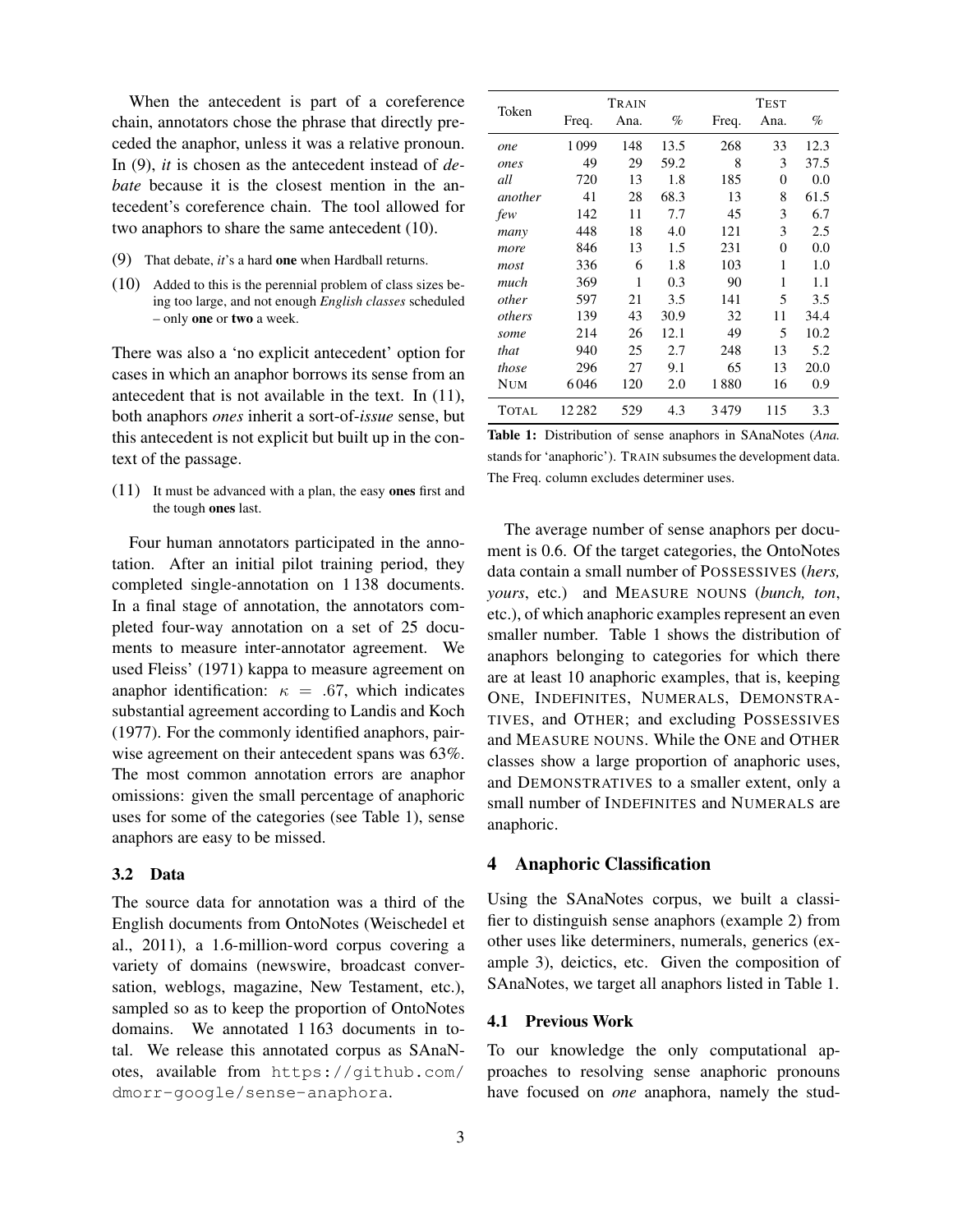When the antecedent is part of a coreference chain, annotators chose the phrase that directly preceded the anaphor, unless it was a relative pronoun. In (9), *it* is chosen as the antecedent instead of *debate* because it is the closest mention in the antecedent's coreference chain. The tool allowed for two anaphors to share the same antecedent (10).

(9) That debate, *it*'s a hard **one** when Hardball returns.

(10) Added to this is the perennial problem of class sizes being too large, and not enough *English classes* scheduled – only **one** or **two** a week.

There was also a 'no explicit antecedent' option for cases in which an anaphor borrows its sense from an antecedent that is not available in the text. In (11), both anaphors *ones* inherit a sort-of-*issue* sense, but this antecedent is not explicit but built up in the context of the passage.

(11) It must be advanced with a plan, the easy **ones** first and the tough **ones** last.

Four human annotators participated in the annotation. After an initial pilot training period, they completed single-annotation on 1 138 documents. In a final stage of annotation, the annotators completed four-way annotation on a set of 25 documents to measure inter-annotator agreement. We used Fleiss' (1971) kappa to measure agreement on anaphor identification: $\kappa = .67$, which indicates substantial agreement according to Landis and Koch (1977). For the commonly identified anaphors, pairwise agreement on their antecedent spans was 63%. The most common annotation errors are anaphor omissions: given the small percentage of anaphoric uses for some of the categories (see Table 1), sense anaphors are easy to be missed.

### 3.2 Data

The source data for annotation was a third of the English documents from OntoNotes (Weischedel et al., 2011), a 1.6-million-word corpus covering a variety of domains (newswire, broadcast conversation, weblogs, magazine, New Testament, etc.), sampled so as to keep the proportion of OntoNotes domains. We annotated 1 163 documents in total. We release this annotated corpus as SAnaNotes, available from https://github.com/dmorr-google/sense-anaphora.

| Token | TRAIN | | | TEST | | |
|---|---|---|---|---|---|---|
| | Freq. | Ana. | % | Freq. | Ana. | % |
| *one* | 1 099 | 148 | 13.5 | 268 | 33 | 12.3 |
| *ones* | 49 | 29 | 59.2 | 8 | 3 | 37.5 |
| *all* | 720 | 13 | 1.8 | 185 | 0 | 0.0 |
| *another* | 41 | 28 | 68.3 | 13 | 8 | 61.5 |
| *few* | 142 | 11 | 7.7 | 45 | 3 | 6.7 |
| *many* | 448 | 18 | 4.0 | 121 | 3 | 2.5 |
| *more* | 846 | 13 | 1.5 | 231 | 0 | 0.0 |
| *most* | 336 | 6 | 1.8 | 103 | 1 | 1.0 |
| *much* | 369 | 1 | 0.3 | 90 | 1 | 1.1 |
| *other* | 597 | 21 | 3.5 | 141 | 5 | 3.5 |
| *others* | 139 | 43 | 30.9 | 32 | 11 | 34.4 |
| *some* | 214 | 26 | 12.1 | 49 | 5 | 10.2 |
| *that* | 940 | 25 | 2.7 | 248 | 13 | 5.2 |
| *those* | 296 | 27 | 9.1 | 65 | 13 | 20.0 |
| NUM | 6 046 | 120 | 2.0 | 1 880 | 16 | 0.9 |
| TOTAL | 12 282 | 529 | 4.3 | 3 479 | 115 | 3.3 |

**Table 1:** Distribution of sense anaphors in SAnaNotes (*Ana.* stands for 'anaphoric'). TRAIN subsumes the development data. The Freq. column excludes determiner uses.

The average number of sense anaphors per document is 0.6. Of the target categories, the OntoNotes data contain a small number of POSSESSIVES (*hers, yours*, etc.) and MEASURE NOUNS (*bunch, ton*, etc.), of which anaphoric examples represent an even smaller number. Table 1 shows the distribution of anaphors belonging to categories for which there are at least 10 anaphoric examples, that is, keeping ONE, INDEFINITES, NUMERALS, DEMONSTRATIVES, and OTHER; and excluding POSSESSIVES and MEASURE NOUNS. While the ONE and OTHER classes show a large proportion of anaphoric uses, and DEMONSTRATIVES to a smaller extent, only a small number of INDEFINITES and NUMERALS are anaphoric.

## 4 Anaphoric Classification

Using the SAnaNotes corpus, we built a classifier to distinguish sense anaphors (example 2) from other uses like determiners, numerals, generics (example 3), deictics, etc. Given the composition of SAnaNotes, we target all anaphors listed in Table 1.

### 4.1 Previous Work

To our knowledge the only computational approaches to resolving sense anaphoric pronouns have focused on *one* anaphora, namely the stud-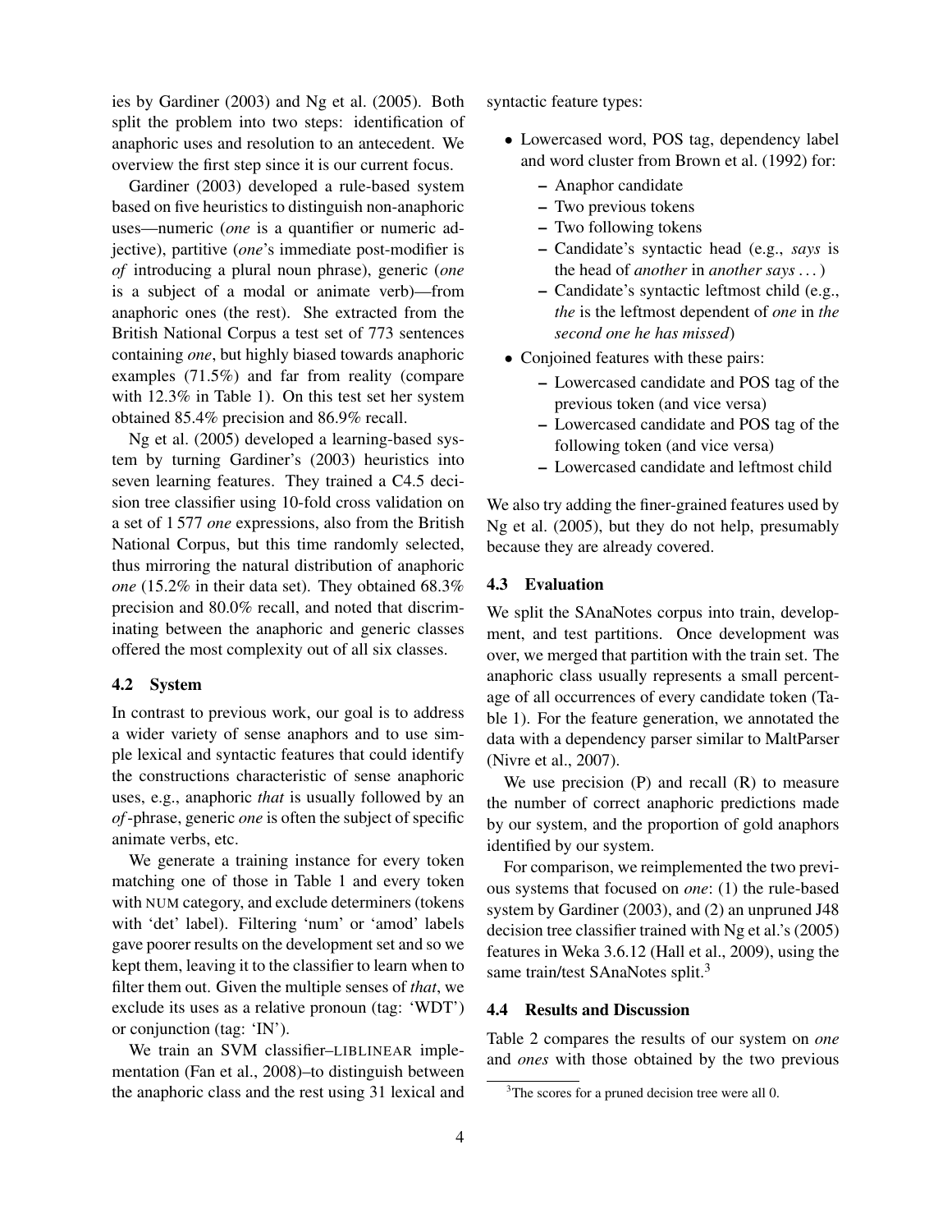ies by Gardiner (2003) and Ng et al. (2005). Both split the problem into two steps: identification of anaphoric uses and resolution to an antecedent. We overview the first step since it is our current focus.

Gardiner (2003) developed a rule-based system based on five heuristics to distinguish non-anaphoric uses—numeric (*one* is a quantifier or numeric adjective), partitive (*one*'s immediate post-modifier is *of* introducing a plural noun phrase), generic (*one* is a subject of a modal or animate verb)—from anaphoric ones (the rest). She extracted from the British National Corpus a test set of 773 sentences containing *one*, but highly biased towards anaphoric examples (71.5%) and far from reality (compare with 12.3% in Table 1). On this test set her system obtained 85.4% precision and 86.9% recall.

Ng et al. (2005) developed a learning-based system by turning Gardiner's (2003) heuristics into seven learning features. They trained a C4.5 decision tree classifier using 10-fold cross validation on a set of 1 577 *one* expressions, also from the British National Corpus, but this time randomly selected, thus mirroring the natural distribution of anaphoric *one* (15.2% in their data set). They obtained 68.3% precision and 80.0% recall, and noted that discriminating between the anaphoric and generic classes offered the most complexity out of all six classes.

### 4.2 System

In contrast to previous work, our goal is to address a wider variety of sense anaphors and to use simple lexical and syntactic features that could identify the constructions characteristic of sense anaphoric uses, e.g., anaphoric *that* is usually followed by an *of*-phrase, generic *one* is often the subject of specific animate verbs, etc.

We generate a training instance for every token matching one of those in Table 1 and every token with NUM category, and exclude determiners (tokens with 'det' label). Filtering 'num' or 'amod' labels gave poorer results on the development set and so we kept them, leaving it to the classifier to learn when to filter them out. Given the multiple senses of *that*, we exclude its uses as a relative pronoun (tag: 'WDT') or conjunction (tag: 'IN').

We train an SVM classifier–LIBLINEAR implementation (Fan et al., 2008)–to distinguish between the anaphoric class and the rest using 31 lexical and syntactic feature types:

- Lowercased word, POS tag, dependency label and word cluster from Brown et al. (1992) for:
  - Anaphor candidate
  - Two previous tokens
  - Two following tokens
  - Candidate's syntactic head (e.g., *says* is the head of *another* in *another says ...*)
  - Candidate's syntactic leftmost child (e.g., *the* is the leftmost dependent of *one* in *the second one he has missed*)
- Conjoined features with these pairs:
  - Lowercased candidate and POS tag of the previous token (and vice versa)
  - Lowercased candidate and POS tag of the following token (and vice versa)
  - Lowercased candidate and leftmost child

We also try adding the finer-grained features used by Ng et al. (2005), but they do not help, presumably because they are already covered.

### 4.3 Evaluation

We split the SAnaNotes corpus into train, development, and test partitions. Once development was over, we merged that partition with the train set. The anaphoric class usually represents a small percentage of all occurrences of every candidate token (Table 1). For the feature generation, we annotated the data with a dependency parser similar to MaltParser (Nivre et al., 2007).

We use precision (P) and recall (R) to measure the number of correct anaphoric predictions made by our system, and the proportion of gold anaphors identified by our system.

For comparison, we reimplemented the two previous systems that focused on *one*: (1) the rule-based system by Gardiner (2003), and (2) an unpruned J48 decision tree classifier trained with Ng et al.'s (2005) features in Weka 3.6.12 (Hall et al., 2009), using the same train/test SAnaNotes split.[3]

### 4.4 Results and Discussion

Table 2 compares the results of our system on *one* and *ones* with those obtained by the two previous

[3]The scores for a pruned decision tree were all 0.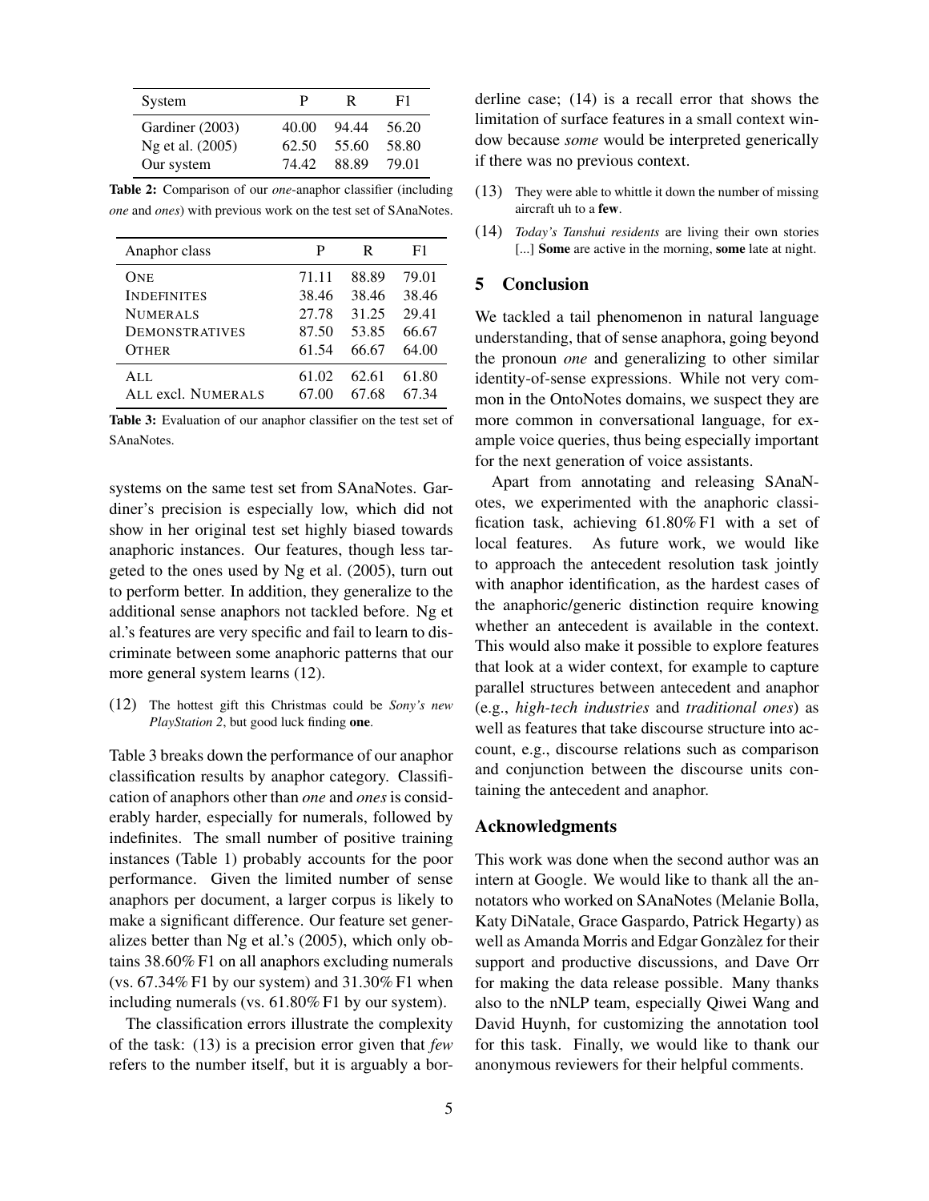| System | P | R | F1 |
|---|---|---|---|
| Gardiner (2003) | 40.00 | 94.44 | 56.20 |
| Ng et al. (2005) | 62.50 | 55.60 | 58.80 |
| Our system | 74.42 | 88.89 | 79.01 |

**Table 2:** Comparison of our *one*-anaphor classifier (including *one* and *ones*) with previous work on the test set of SAnaNotes.

| Anaphor class | P | R | F1 |
|---|---|---|---|
| ONE | 71.11 | 88.89 | 79.01 |
| INDEFINITES | 38.46 | 38.46 | 38.46 |
| NUMERALS | 27.78 | 31.25 | 29.41 |
| DEMONSTRATIVES | 87.50 | 53.85 | 66.67 |
| OTHER | 61.54 | 66.67 | 64.00 |
| ALL | 61.02 | 62.61 | 61.80 |
| ALL excl. NUMERALS | 67.00 | 67.68 | 67.34 |

**Table 3:** Evaluation of our anaphor classifier on the test set of SAnaNotes.

systems on the same test set from SAnaNotes. Gardiner's precision is especially low, which did not show in her original test set highly biased towards anaphoric instances. Our features, though less targeted to the ones used by Ng et al. (2005), turn out to perform better. In addition, they generalize to the additional sense anaphors not tackled before. Ng et al.'s features are very specific and fail to learn to discriminate between some anaphoric patterns that our more general system learns (12).

(12) The hottest gift this Christmas could be *Sony's new PlayStation 2*, but good luck finding **one**.

Table 3 breaks down the performance of our anaphor classification results by anaphor category. Classification of anaphors other than *one* and *ones* is considerably harder, especially for numerals, followed by indefinites. The small number of positive training instances (Table 1) probably accounts for the poor performance. Given the limited number of sense anaphors per document, a larger corpus is likely to make a significant difference. Our feature set generalizes better than Ng et al.'s (2005), which only obtains 38.60% F1 on all anaphors excluding numerals (vs. 67.34% F1 by our system) and 31.30% F1 when including numerals (vs. 61.80% F1 by our system).

The classification errors illustrate the complexity of the task: (13) is a precision error given that *few* refers to the number itself, but it is arguably a borderline case; (14) is a recall error that shows the limitation of surface features in a small context window because *some* would be interpreted generically if there was no previous context.

(13) They were able to whittle it down the number of missing aircraft uh to a **few**.

(14) *Today's Tanshui residents* are living their own stories [...] **Some** are active in the morning, **some** late at night.

## 5 Conclusion

We tackled a tail phenomenon in natural language understanding, that of sense anaphora, going beyond the pronoun *one* and generalizing to other similar identity-of-sense expressions. While not very common in the OntoNotes domains, we suspect they are more common in conversational language, for example voice queries, thus being especially important for the next generation of voice assistants.

Apart from annotating and releasing SAnaNotes, we experimented with the anaphoric classification task, achieving 61.80% F1 with a set of local features. As future work, we would like to approach the antecedent resolution task jointly with anaphor identification, as the hardest cases of the anaphoric/generic distinction require knowing whether an antecedent is available in the context. This would also make it possible to explore features that look at a wider context, for example to capture parallel structures between antecedent and anaphor (e.g., *high-tech industries* and *traditional ones*) as well as features that take discourse structure into account, e.g., discourse relations such as comparison and conjunction between the discourse units containing the antecedent and anaphor.

## Acknowledgments

This work was done when the second author was an intern at Google. We would like to thank all the annotators who worked on SAnaNotes (Melanie Bolla, Katy DiNatale, Grace Gaspardo, Patrick Hegarty) as well as Amanda Morris and Edgar Gonzàlez for their support and productive discussions, and Dave Orr for making the data release possible. Many thanks also to the nNLP team, especially Qiwei Wang and David Huynh, for customizing the annotation tool for this task. Finally, we would like to thank our anonymous reviewers for their helpful comments.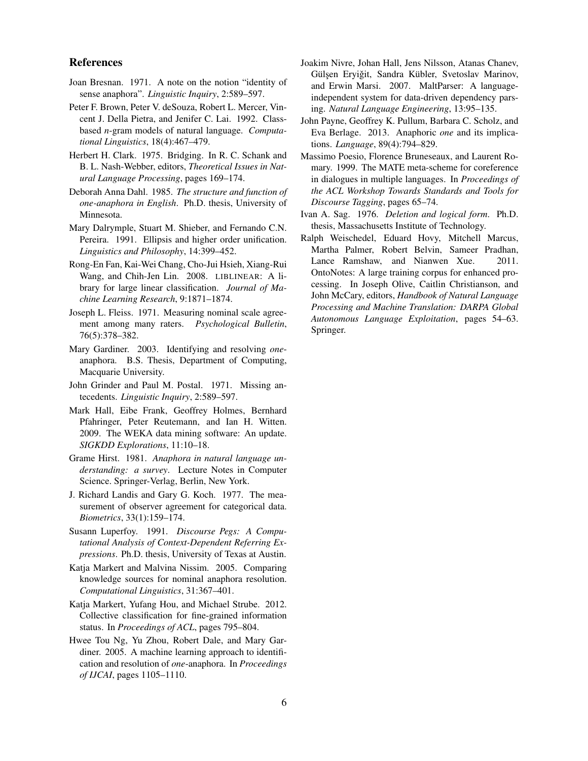## References

Joan Bresnan. 1971. A note on the notion "identity of sense anaphora". *Linguistic Inquiry*, 2:589–597.

Peter F. Brown, Peter V. deSouza, Robert L. Mercer, Vincent J. Della Pietra, and Jenifer C. Lai. 1992. Class-based *n*-gram models of natural language. *Computational Linguistics*, 18(4):467–479.

Herbert H. Clark. 1975. Bridging. In R. C. Schank and B. L. Nash-Webber, editors, *Theoretical Issues in Natural Language Processing*, pages 169–174.

Deborah Anna Dahl. 1985. *The structure and function of one-anaphora in English*. Ph.D. thesis, University of Minnesota.

Mary Dalrymple, Stuart M. Shieber, and Fernando C.N. Pereira. 1991. Ellipsis and higher order unification. *Linguistics and Philosophy*, 14:399–452.

Rong-En Fan, Kai-Wei Chang, Cho-Jui Hsieh, Xiang-Rui Wang, and Chih-Jen Lin. 2008. LIBLINEAR: A library for large linear classification. *Journal of Machine Learning Research*, 9:1871–1874.

Joseph L. Fleiss. 1971. Measuring nominal scale agreement among many raters. *Psychological Bulletin*, 76(5):378–382.

Mary Gardiner. 2003. Identifying and resolving *one*-anaphora. B.S. Thesis, Department of Computing, Macquarie University.

John Grinder and Paul M. Postal. 1971. Missing antecedents. *Linguistic Inquiry*, 2:589–597.

Mark Hall, Eibe Frank, Geoffrey Holmes, Bernhard Pfahringer, Peter Reutemann, and Ian H. Witten. 2009. The WEKA data mining software: An update. *SIGKDD Explorations*, 11:10–18.

Grame Hirst. 1981. *Anaphora in natural language understanding: a survey*. Lecture Notes in Computer Science. Springer-Verlag, Berlin, New York.

J. Richard Landis and Gary G. Koch. 1977. The measurement of observer agreement for categorical data. *Biometrics*, 33(1):159–174.

Susann Luperfoy. 1991. *Discourse Pegs: A Computational Analysis of Context-Dependent Referring Expressions*. Ph.D. thesis, University of Texas at Austin.

Katja Markert and Malvina Nissim. 2005. Comparing knowledge sources for nominal anaphora resolution. *Computational Linguistics*, 31:367–401.

Katja Markert, Yufang Hou, and Michael Strube. 2012. Collective classification for fine-grained information status. In *Proceedings of ACL*, pages 795–804.

Hwee Tou Ng, Yu Zhou, Robert Dale, and Mary Gardiner. 2005. A machine learning approach to identification and resolution of *one*-anaphora. In *Proceedings of IJCAI*, pages 1105–1110.

Joakim Nivre, Johan Hall, Jens Nilsson, Atanas Chanev, Gülşen Eryiğit, Sandra Kübler, Svetoslav Marinov, and Erwin Marsi. 2007. MaltParser: A language-independent system for data-driven dependency parsing. *Natural Language Engineering*, 13:95–135.

John Payne, Geoffrey K. Pullum, Barbara C. Scholz, and Eva Berlage. 2013. Anaphoric *one* and its implications. *Language*, 89(4):794–829.

Massimo Poesio, Florence Bruneseaux, and Laurent Romary. 1999. The MATE meta-scheme for coreference in dialogues in multiple languages. In *Proceedings of the ACL Workshop Towards Standards and Tools for Discourse Tagging*, pages 65–74.

Ivan A. Sag. 1976. *Deletion and logical form*. Ph.D. thesis, Massachusetts Institute of Technology.

Ralph Weischedel, Eduard Hovy, Mitchell Marcus, Martha Palmer, Robert Belvin, Sameer Pradhan, Lance Ramshaw, and Nianwen Xue. 2011. OntoNotes: A large training corpus for enhanced processing. In Joseph Olive, Caitlin Christianson, and John McCary, editors, *Handbook of Natural Language Processing and Machine Translation: DARPA Global Autonomous Language Exploitation*, pages 54–63. Springer.